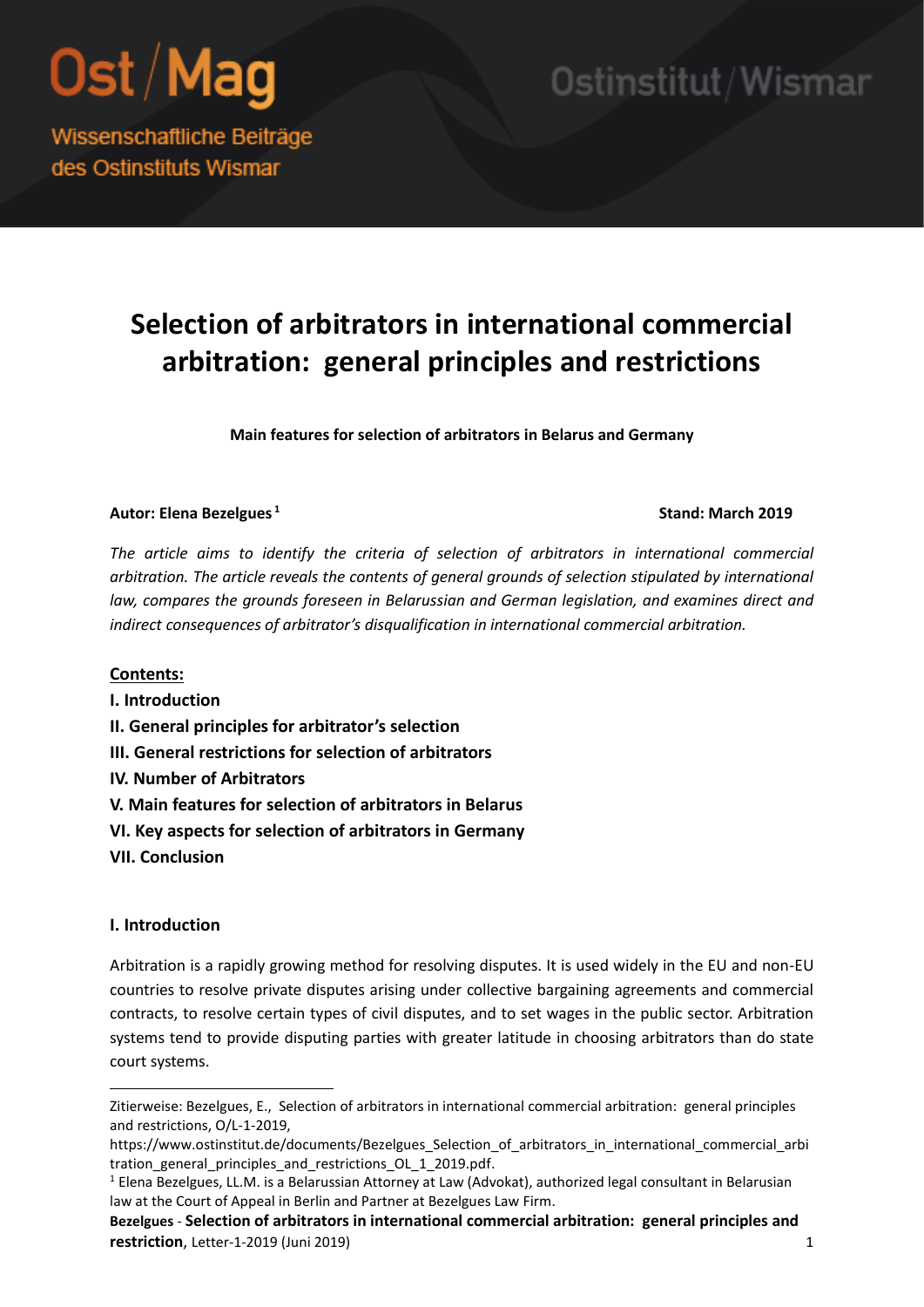# Selection of arbitrators in international commercial arbitration: general principles and restrictions

**Main features for selection of arbitrators in Belarus and Germany**

**Autor: Elena Bezelgues [1]** **Stand: March 2019**

*The article aims to identify the criteria of selection of arbitrators in international commercial arbitration. The article reveals the contents of general grounds of selection stipulated by international law, compares the grounds foreseen in Belarussian and German legislation, and examines direct and indirect consequences of arbitrator's disqualification in international commercial arbitration.*

**Contents:**

**I. Introduction**
**II. General principles for arbitrator's selection**
**III. General restrictions for selection of arbitrators**
**IV. Number of Arbitrators**
**V. Main features for selection of arbitrators in Belarus**
**VI. Key aspects for selection of arbitrators in Germany**
**VII. Conclusion**

## I. Introduction

Arbitration is a rapidly growing method for resolving disputes. It is used widely in the EU and non-EU countries to resolve private disputes arising under collective bargaining agreements and commercial contracts, to resolve certain types of civil disputes, and to set wages in the public sector. Arbitration systems tend to provide disputing parties with greater latitude in choosing arbitrators than do state court systems.

---

Zitierweise: Bezelgues, E., Selection of arbitrators in international commercial arbitration: general principles and restrictions, O/L-1-2019, https://www.ostinstitut.de/documents/Bezelgues_Selection_of_arbitrators_in_international_commercial_arbitration_general_principles_and_restrictions_OL_1_2019.pdf.

[1] Elena Bezelgues, LL.M. is a Belarussian Attorney at Law (Advokat), authorized legal consultant in Belarusian law at the Court of Appeal in Berlin and Partner at Bezelgues Law Firm.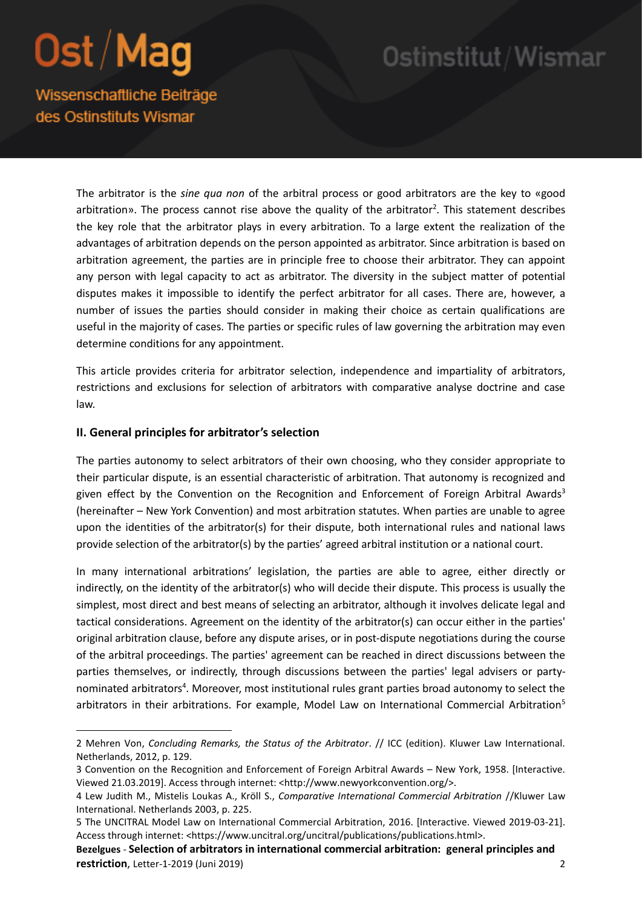The arbitrator is the *sine qua non* of the arbitral process or good arbitrators are the key to «good arbitration». The process cannot rise above the quality of the arbitrator[2]. This statement describes the key role that the arbitrator plays in every arbitration. To a large extent the realization of the advantages of arbitration depends on the person appointed as arbitrator. Since arbitration is based on arbitration agreement, the parties are in principle free to choose their arbitrator. They can appoint any person with legal capacity to act as arbitrator. The diversity in the subject matter of potential disputes makes it impossible to identify the perfect arbitrator for all cases. There are, however, a number of issues the parties should consider in making their choice as certain qualifications are useful in the majority of cases. The parties or specific rules of law governing the arbitration may even determine conditions for any appointment.

This article provides criteria for arbitrator selection, independence and impartiality of arbitrators, restrictions and exclusions for selection of arbitrators with comparative analyse doctrine and case law.

## II. General principles for arbitrator's selection

The parties autonomy to select arbitrators of their own choosing, who they consider appropriate to their particular dispute, is an essential characteristic of arbitration. That autonomy is recognized and given effect by the Convention on the Recognition and Enforcement of Foreign Arbitral Awards[3] (hereinafter – New York Convention) and most arbitration statutes. When parties are unable to agree upon the identities of the arbitrator(s) for their dispute, both international rules and national laws provide selection of the arbitrator(s) by the parties' agreed arbitral institution or a national court.

In many international arbitrations' legislation, the parties are able to agree, either directly or indirectly, on the identity of the arbitrator(s) who will decide their dispute. This process is usually the simplest, most direct and best means of selecting an arbitrator, although it involves delicate legal and tactical considerations. Agreement on the identity of the arbitrator(s) can occur either in the parties' original arbitration clause, before any dispute arises, or in post-dispute negotiations during the course of the arbitral proceedings. The parties' agreement can be reached in direct discussions between the parties themselves, or indirectly, through discussions between the parties' legal advisers or party-nominated arbitrators[4]. Moreover, most institutional rules grant parties broad autonomy to select the arbitrators in their arbitrations. For example, Model Law on International Commercial Arbitration[5]

---

2 Mehren Von, *Concluding Remarks, the Status of the Arbitrator*. // ICC (edition). Kluwer Law International. Netherlands, 2012, p. 129.

3 Convention on the Recognition and Enforcement of Foreign Arbitral Awards – New York, 1958. [Interactive. Viewed 21.03.2019]. Access through internet: <http://www.newyorkconvention.org/>.

4 Lew Judith M., Mistelis Loukas A., Kröll S., *Comparative International Commercial Arbitration* //Kluwer Law International. Netherlands 2003, p. 225.

5 The UNCITRAL Model Law on International Commercial Arbitration, 2016. [Interactive. Viewed 2019-03-21]. Access through internet: <https://www.uncitral.org/uncitral/publications/publications.html>.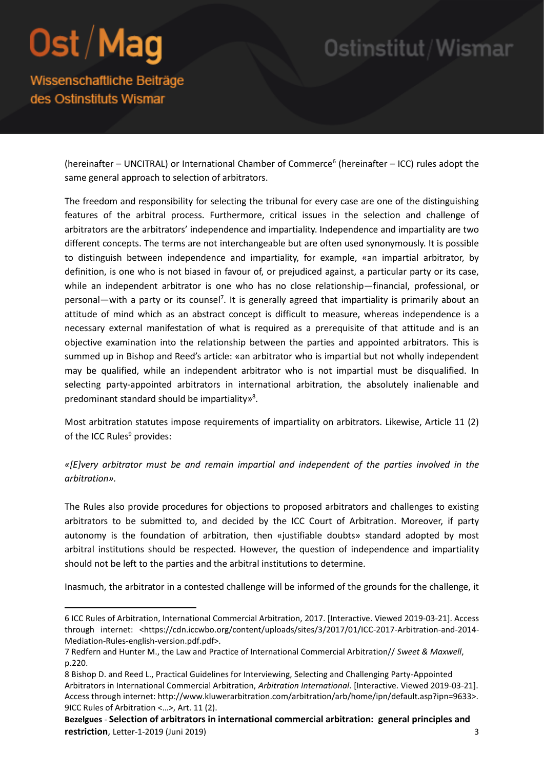(hereinafter – UNCITRAL) or International Chamber of Commerce[6] (hereinafter – ICC) rules adopt the same general approach to selection of arbitrators.

The freedom and responsibility for selecting the tribunal for every case are one of the distinguishing features of the arbitral process. Furthermore, critical issues in the selection and challenge of arbitrators are the arbitrators' independence and impartiality. Independence and impartiality are two different concepts. The terms are not interchangeable but are often used synonymously. It is possible to distinguish between independence and impartiality, for example, «an impartial arbitrator, by definition, is one who is not biased in favour of, or prejudiced against, a particular party or its case, while an independent arbitrator is one who has no close relationship—financial, professional, or personal—with a party or its counsel[7]. It is generally agreed that impartiality is primarily about an attitude of mind which as an abstract concept is difficult to measure, whereas independence is a necessary external manifestation of what is required as a prerequisite of that attitude and is an objective examination into the relationship between the parties and appointed arbitrators. This is summed up in Bishop and Reed's article: «an arbitrator who is impartial but not wholly independent may be qualified, while an independent arbitrator who is not impartial must be disqualified. In selecting party-appointed arbitrators in international arbitration, the absolutely inalienable and predominant standard should be impartiality»[8].

Most arbitration statutes impose requirements of impartiality on arbitrators. Likewise, Article 11 (2) of the ICC Rules[9] provides:

*«[E]very arbitrator must be and remain impartial and independent of the parties involved in the arbitration».*

The Rules also provide procedures for objections to proposed arbitrators and challenges to existing arbitrators to be submitted to, and decided by the ICC Court of Arbitration. Moreover, if party autonomy is the foundation of arbitration, then «justifiable doubts» standard adopted by most arbitral institutions should be respected. However, the question of independence and impartiality should not be left to the parties and the arbitral institutions to determine.

Inasmuch, the arbitrator in a contested challenge will be informed of the grounds for the challenge, it

---

6 ICC Rules of Arbitration, International Commercial Arbitration, 2017. [Interactive. Viewed 2019-03-21]. Access through internet: <https://cdn.iccwbo.org/content/uploads/sites/3/2017/01/ICC-2017-Arbitration-and-2014-Mediation-Rules-english-version.pdf.pdf>.

7 Redfern and Hunter M., the Law and Practice of International Commercial Arbitration// *Sweet & Maxwell*, p.220.

8 Bishop D. and Reed L., Practical Guidelines for Interviewing, Selecting and Challenging Party-Appointed Arbitrators in International Commercial Arbitration, *Arbitration International*. [Interactive. Viewed 2019-03-21]. Access through internet: http://www.kluwerarbitration.com/arbitration/arb/home/ipn/default.asp?ipn=9633>.

9ICC Rules of Arbitration <...>, Art. 11 (2).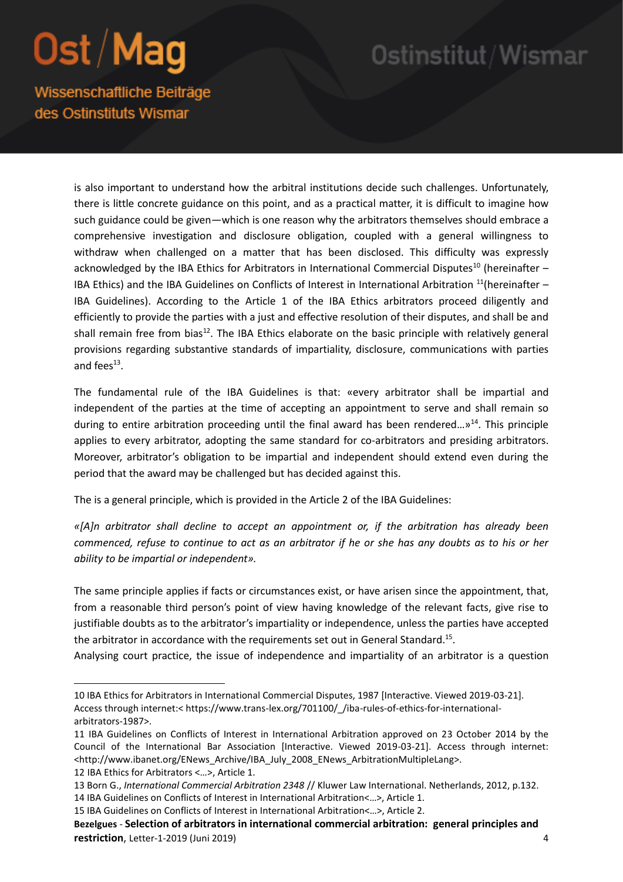is also important to understand how the arbitral institutions decide such challenges. Unfortunately, there is little concrete guidance on this point, and as a practical matter, it is difficult to imagine how such guidance could be given—which is one reason why the arbitrators themselves should embrace a comprehensive investigation and disclosure obligation, coupled with a general willingness to withdraw when challenged on a matter that has been disclosed. This difficulty was expressly acknowledged by the IBA Ethics for Arbitrators in International Commercial Disputes[10] (hereinafter – IBA Ethics) and the IBA Guidelines on Conflicts of Interest in International Arbitration [11](hereinafter – IBA Guidelines). According to the Article 1 of the IBA Ethics arbitrators proceed diligently and efficiently to provide the parties with a just and effective resolution of their disputes, and shall be and shall remain free from bias[12]. The IBA Ethics elaborate on the basic principle with relatively general provisions regarding substantive standards of impartiality, disclosure, communications with parties and fees[13].

The fundamental rule of the IBA Guidelines is that: «every arbitrator shall be impartial and independent of the parties at the time of accepting an appointment to serve and shall remain so during to entire arbitration proceeding until the final award has been rendered…»[14]. This principle applies to every arbitrator, adopting the same standard for co-arbitrators and presiding arbitrators. Moreover, arbitrator's obligation to be impartial and independent should extend even during the period that the award may be challenged but has decided against this.

The is a general principle, which is provided in the Article 2 of the IBA Guidelines:

*«[A]n arbitrator shall decline to accept an appointment or, if the arbitration has already been commenced, refuse to continue to act as an arbitrator if he or she has any doubts as to his or her ability to be impartial or independent».*

The same principle applies if facts or circumstances exist, or have arisen since the appointment, that, from a reasonable third person's point of view having knowledge of the relevant facts, give rise to justifiable doubts as to the arbitrator's impartiality or independence, unless the parties have accepted the arbitrator in accordance with the requirements set out in General Standard.[15].

Analysing court practice, the issue of independence and impartiality of an arbitrator is a question

---

10 IBA Ethics for Arbitrators in International Commercial Disputes, 1987 [Interactive. Viewed 2019-03-21]. Access through internet:< https://www.trans-lex.org/701100/_/iba-rules-of-ethics-for-international-arbitrators-1987>.

11 IBA Guidelines on Conflicts of Interest in International Arbitration approved on 23 October 2014 by the Council of the International Bar Association [Interactive. Viewed 2019-03-21]. Access through internet: <http://www.ibanet.org/ENews_Archive/IBA_July_2008_ENews_ArbitrationMultipleLang>.

12 IBA Ethics for Arbitrators <…>, Article 1.

13 Born G., *International Commercial Arbitration 2348* // Kluwer Law International. Netherlands, 2012, p.132.

14 IBA Guidelines on Conflicts of Interest in International Arbitration<…>, Article 1.

15 IBA Guidelines on Conflicts of Interest in International Arbitration<…>, Article 2.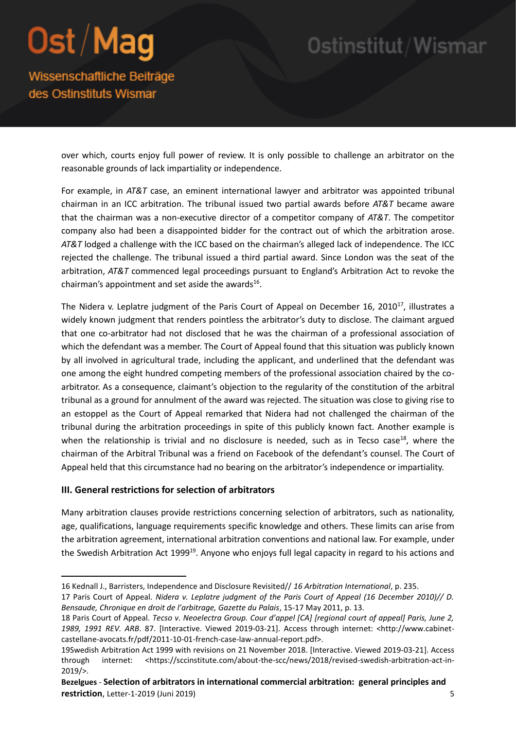over which, courts enjoy full power of review. It is only possible to challenge an arbitrator on the reasonable grounds of lack impartiality or independence.

For example, in *AT&T* case, an eminent international lawyer and arbitrator was appointed tribunal chairman in an ICC arbitration. The tribunal issued two partial awards before *AT&T* became aware that the chairman was a non-executive director of a competitor company of *AT&T*. The competitor company also had been a disappointed bidder for the contract out of which the arbitration arose. *AT&T* lodged a challenge with the ICC based on the chairman's alleged lack of independence. The ICC rejected the challenge. The tribunal issued a third partial award. Since London was the seat of the arbitration, *AT&T* commenced legal proceedings pursuant to England's Arbitration Act to revoke the chairman's appointment and set aside the awards[16].

The Nidera v. Leplatre judgment of the Paris Court of Appeal on December 16, 2010[17], illustrates a widely known judgment that renders pointless the arbitrator's duty to disclose. The claimant argued that one co-arbitrator had not disclosed that he was the chairman of a professional association of which the defendant was a member. The Court of Appeal found that this situation was publicly known by all involved in agricultural trade, including the applicant, and underlined that the defendant was one among the eight hundred competing members of the professional association chaired by the co-arbitrator. As a consequence, claimant's objection to the regularity of the constitution of the arbitral tribunal as a ground for annulment of the award was rejected. The situation was close to giving rise to an estoppel as the Court of Appeal remarked that Nidera had not challenged the chairman of the tribunal during the arbitration proceedings in spite of this publicly known fact. Another example is when the relationship is trivial and no disclosure is needed, such as in Tecso case[18], where the chairman of the Arbitral Tribunal was a friend on Facebook of the defendant's counsel. The Court of Appeal held that this circumstance had no bearing on the arbitrator's independence or impartiality.

### III. General restrictions for selection of arbitrators

Many arbitration clauses provide restrictions concerning selection of arbitrators, such as nationality, age, qualifications, language requirements specific knowledge and others. These limits can arise from the arbitration agreement, international arbitration conventions and national law. For example, under the Swedish Arbitration Act 1999[19]. Anyone who enjoys full legal capacity in regard to his actions and

---

16 Kednall J., Barristers, Independence and Disclosure Revisited// *16 Arbitration International*, p. 235.

17 Paris Court of Appeal. *Nidera v. Leplatre judgment of the Paris Court of Appeal (16 December 2010)// D. Bensaude, Chronique en droit de l'arbitrage, Gazette du Palais*, 15-17 May 2011, p. 13.

18 Paris Court of Appeal. *Tecso v. Neoelectra Group. Cour d'appel [CA] [regional court of appeal] Paris, June 2, 1989, 1991 REV. ARB*. 87. [Interactive. Viewed 2019-03-21]. Access through internet: <http://www.cabinet-castellane-avocats.fr/pdf/2011-10-01-french-case-law-annual-report.pdf>.

19Swedish Arbitration Act 1999 with revisions on 21 November 2018. [Interactive. Viewed 2019-03-21]. Access through internet: <https://sccinstitute.com/about-the-scc/news/2018/revised-swedish-arbitration-act-in-2019/>.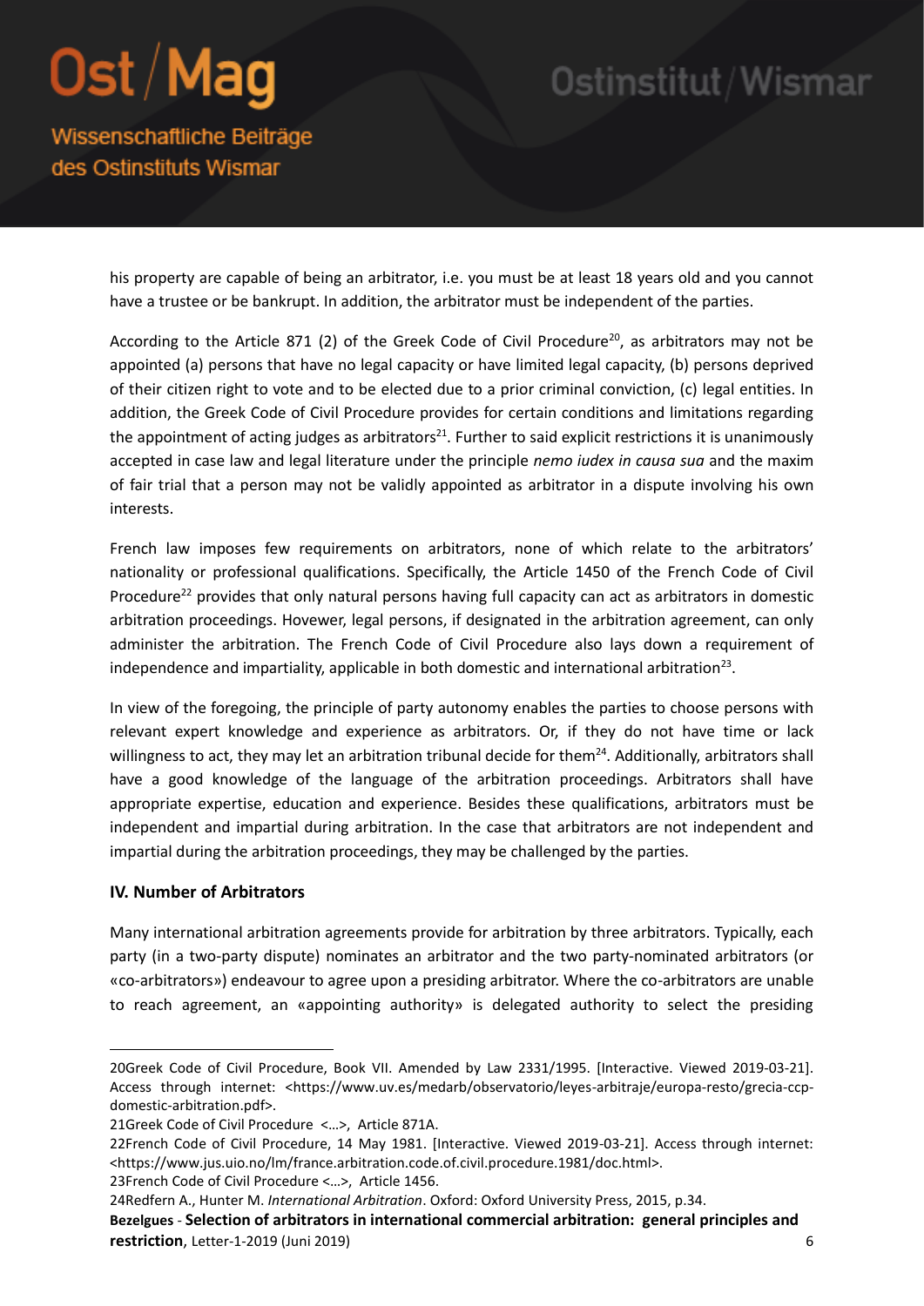his property are capable of being an arbitrator, i.e. you must be at least 18 years old and you cannot have a trustee or be bankrupt. In addition, the arbitrator must be independent of the parties.

According to the Article 871 (2) of the Greek Code of Civil Procedure[20], as arbitrators may not be appointed (a) persons that have no legal capacity or have limited legal capacity, (b) persons deprived of their citizen right to vote and to be elected due to a prior criminal conviction, (c) legal entities. In addition, the Greek Code of Civil Procedure provides for certain conditions and limitations regarding the appointment of acting judges as arbitrators[21]. Further to said explicit restrictions it is unanimously accepted in case law and legal literature under the principle *nemo iudex in causa sua* and the maxim of fair trial that a person may not be validly appointed as arbitrator in a dispute involving his own interests.

French law imposes few requirements on arbitrators, none of which relate to the arbitrators' nationality or professional qualifications. Specifically, the Article 1450 of the French Code of Civil Procedure[22] provides that only natural persons having full capacity can act as arbitrators in domestic arbitration proceedings. However, legal persons, if designated in the arbitration agreement, can only administer the arbitration. The French Code of Civil Procedure also lays down a requirement of independence and impartiality, applicable in both domestic and international arbitration[23].

In view of the foregoing, the principle of party autonomy enables the parties to choose persons with relevant expert knowledge and experience as arbitrators. Or, if they do not have time or lack willingness to act, they may let an arbitration tribunal decide for them[24]. Additionally, arbitrators shall have a good knowledge of the language of the arbitration proceedings. Arbitrators shall have appropriate expertise, education and experience. Besides these qualifications, arbitrators must be independent and impartial during arbitration. In the case that arbitrators are not independent and impartial during the arbitration proceedings, they may be challenged by the parties.

### IV. Number of Arbitrators

Many international arbitration agreements provide for arbitration by three arbitrators. Typically, each party (in a two-party dispute) nominates an arbitrator and the two party-nominated arbitrators (or «co-arbitrators») endeavour to agree upon a presiding arbitrator. Where the co-arbitrators are unable to reach agreement, an «appointing authority» is delegated authority to select the presiding

---

20Greek Code of Civil Procedure, Book VII. Amended by Law 2331/1995. [Interactive. Viewed 2019-03-21]. Access through internet: <https://www.uv.es/medarb/observatorio/leyes-arbitraje/europa-resto/grecia-ccp-domestic-arbitration.pdf>.

21Greek Code of Civil Procedure <…>, Article 871A.

22French Code of Civil Procedure, 14 May 1981. [Interactive. Viewed 2019-03-21]. Access through internet: <https://www.jus.uio.no/lm/france.arbitration.code.of.civil.procedure.1981/doc.html>.

23French Code of Civil Procedure <…>, Article 1456.

24Redfern A., Hunter M. *International Arbitration*. Oxford: Oxford University Press, 2015, p.34.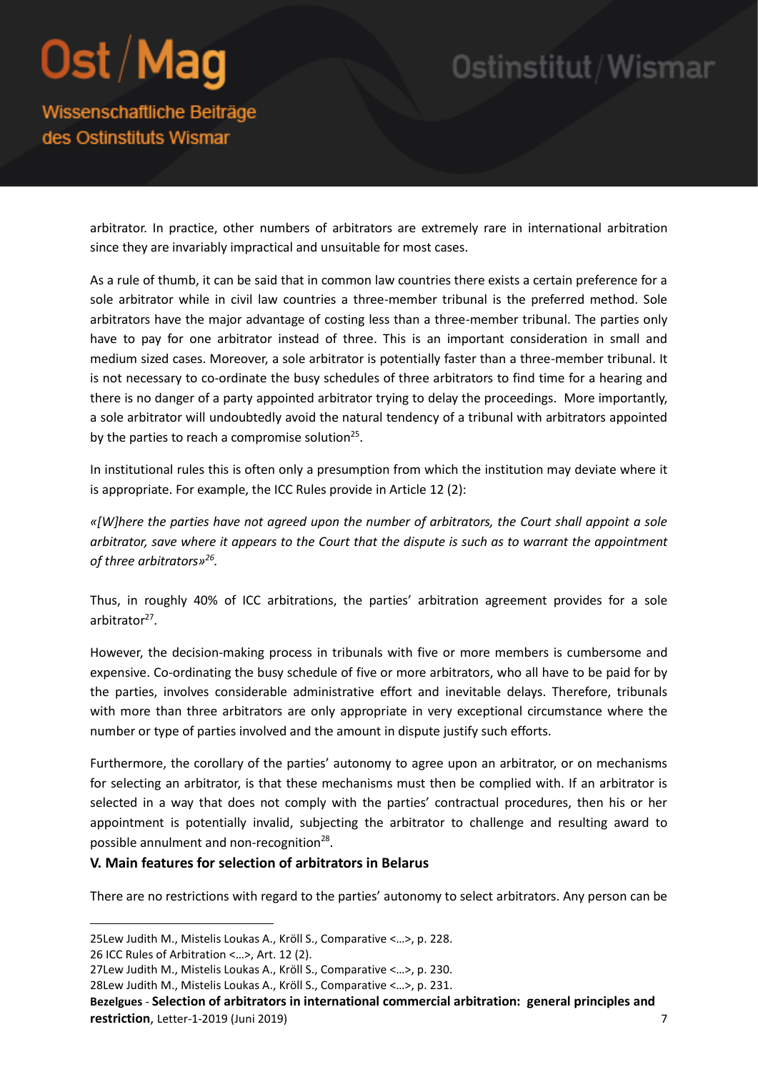arbitrator. In practice, other numbers of arbitrators are extremely rare in international arbitration since they are invariably impractical and unsuitable for most cases.

As a rule of thumb, it can be said that in common law countries there exists a certain preference for a sole arbitrator while in civil law countries a three-member tribunal is the preferred method. Sole arbitrators have the major advantage of costing less than a three-member tribunal. The parties only have to pay for one arbitrator instead of three. This is an important consideration in small and medium sized cases. Moreover, a sole arbitrator is potentially faster than a three-member tribunal. It is not necessary to co-ordinate the busy schedules of three arbitrators to find time for a hearing and there is no danger of a party appointed arbitrator trying to delay the proceedings. More importantly, a sole arbitrator will undoubtedly avoid the natural tendency of a tribunal with arbitrators appointed by the parties to reach a compromise solution[25].

In institutional rules this is often only a presumption from which the institution may deviate where it is appropriate. For example, the ICC Rules provide in Article 12 (2):

*«[W]here the parties have not agreed upon the number of arbitrators, the Court shall appoint a sole arbitrator, save where it appears to the Court that the dispute is such as to warrant the appointment of three arbitrators»[26].*

Thus, in roughly 40% of ICC arbitrations, the parties' arbitration agreement provides for a sole arbitrator[27].

However, the decision-making process in tribunals with five or more members is cumbersome and expensive. Co-ordinating the busy schedule of five or more arbitrators, who all have to be paid for by the parties, involves considerable administrative effort and inevitable delays. Therefore, tribunals with more than three arbitrators are only appropriate in very exceptional circumstance where the number or type of parties involved and the amount in dispute justify such efforts.

Furthermore, the corollary of the parties' autonomy to agree upon an arbitrator, or on mechanisms for selecting an arbitrator, is that these mechanisms must then be complied with. If an arbitrator is selected in a way that does not comply with the parties' contractual procedures, then his or her appointment is potentially invalid, subjecting the arbitrator to challenge and resulting award to possible annulment and non-recognition[28].

## V. Main features for selection of arbitrators in Belarus

There are no restrictions with regard to the parties' autonomy to select arbitrators. Any person can be

---

25 Lew Judith M., Mistelis Loukas A., Kröll S., Comparative <…>, p. 228.

26 ICC Rules of Arbitration <…>, Art. 12 (2).

27 Lew Judith M., Mistelis Loukas A., Kröll S., Comparative <…>, p. 230.

28 Lew Judith M., Mistelis Loukas A., Kröll S., Comparative <…>, p. 231.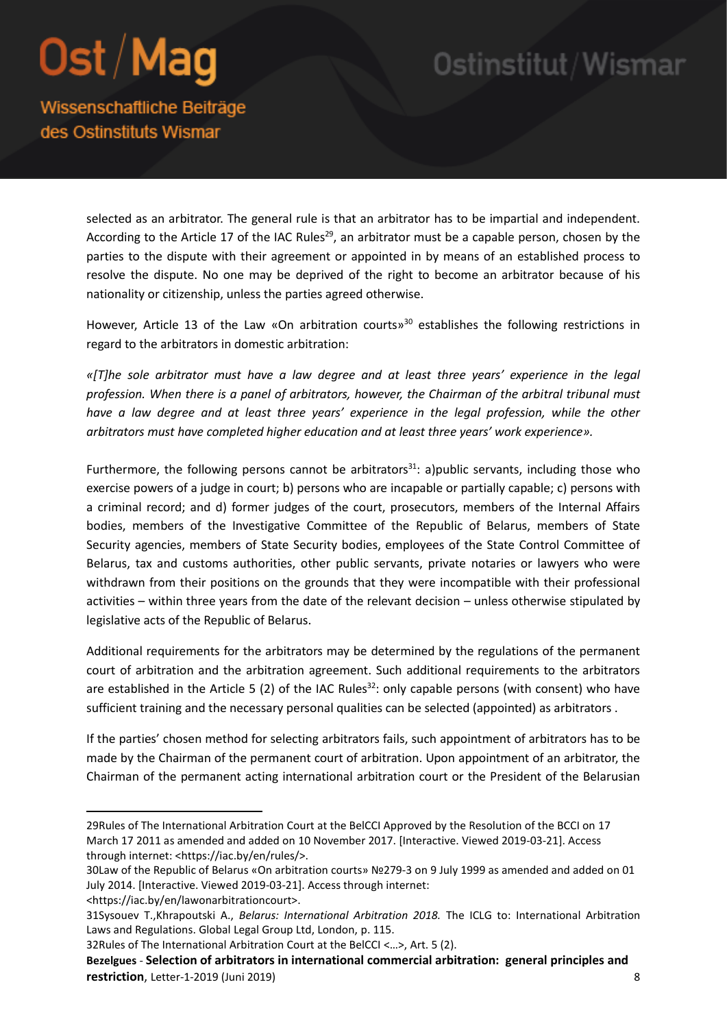selected as an arbitrator. The general rule is that an arbitrator has to be impartial and independent. According to the Article 17 of the IAC Rules[29], an arbitrator must be a capable person, chosen by the parties to the dispute with their agreement or appointed in by means of an established process to resolve the dispute. No one may be deprived of the right to become an arbitrator because of his nationality or citizenship, unless the parties agreed otherwise.

However, Article 13 of the Law «On arbitration courts»[30] establishes the following restrictions in regard to the arbitrators in domestic arbitration:

*«[T]he sole arbitrator must have a law degree and at least three years' experience in the legal profession. When there is a panel of arbitrators, however, the Chairman of the arbitral tribunal must have a law degree and at least three years' experience in the legal profession, while the other arbitrators must have completed higher education and at least three years' work experience».*

Furthermore, the following persons cannot be arbitrators[31]: a)public servants, including those who exercise powers of a judge in court; b) persons who are incapable or partially capable; c) persons with a criminal record; and d) former judges of the court, prosecutors, members of the Internal Affairs bodies, members of the Investigative Committee of the Republic of Belarus, members of State Security agencies, members of State Security bodies, employees of the State Control Committee of Belarus, tax and customs authorities, other public servants, private notaries or lawyers who were withdrawn from their positions on the grounds that they were incompatible with their professional activities – within three years from the date of the relevant decision – unless otherwise stipulated by legislative acts of the Republic of Belarus.

Additional requirements for the arbitrators may be determined by the regulations of the permanent court of arbitration and the arbitration agreement. Such additional requirements to the arbitrators are established in the Article 5 (2) of the IAC Rules[32]: only capable persons (with consent) who have sufficient training and the necessary personal qualities can be selected (appointed) as arbitrators .

If the parties' chosen method for selecting arbitrators fails, such appointment of arbitrators has to be made by the Chairman of the permanent court of arbitration. Upon appointment of an arbitrator, the Chairman of the permanent acting international arbitration court or the President of the Belarusian

---

29Rules of The International Arbitration Court at the BelCCI Approved by the Resolution of the BCCI on 17 March 17 2011 as amended and added on 10 November 2017. [Interactive. Viewed 2019-03-21]. Access through internet: <https://iac.by/en/rules/>.

30Law of the Republic of Belarus «On arbitration courts» №279-3 on 9 July 1999 as amended and added on 01 July 2014. [Interactive. Viewed 2019-03-21]. Access through internet: <https://iac.by/en/lawonarbitrationcourt>.

31Sysouev T.,Khrapoutski A., *Belarus: International Arbitration 2018.* The ICLG to: International Arbitration Laws and Regulations. Global Legal Group Ltd, London, p. 115.

32Rules of The International Arbitration Court at the BelCCI <...>, Art. 5 (2).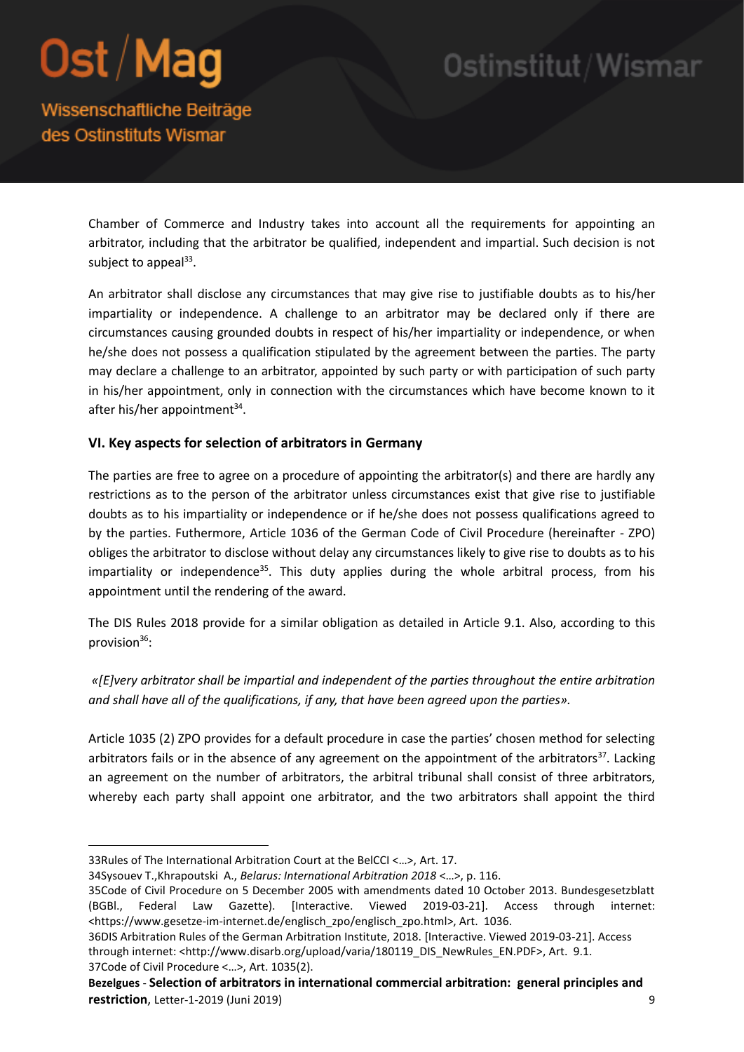Chamber of Commerce and Industry takes into account all the requirements for appointing an arbitrator, including that the arbitrator be qualified, independent and impartial. Such decision is not subject to appeal[33].

An arbitrator shall disclose any circumstances that may give rise to justifiable doubts as to his/her impartiality or independence. A challenge to an arbitrator may be declared only if there are circumstances causing grounded doubts in respect of his/her impartiality or independence, or when he/she does not possess a qualification stipulated by the agreement between the parties. The party may declare a challenge to an arbitrator, appointed by such party or with participation of such party in his/her appointment, only in connection with the circumstances which have become known to it after his/her appointment[34].

## VI. Key aspects for selection of arbitrators in Germany

The parties are free to agree on a procedure of appointing the arbitrator(s) and there are hardly any restrictions as to the person of the arbitrator unless circumstances exist that give rise to justifiable doubts as to his impartiality or independence or if he/she does not possess qualifications agreed to by the parties. Futhermore, Article 1036 of the German Code of Civil Procedure (hereinafter - ZPO) obliges the arbitrator to disclose without delay any circumstances likely to give rise to doubts as to his impartiality or independence[35]. This duty applies during the whole arbitral process, from his appointment until the rendering of the award.

The DIS Rules 2018 provide for a similar obligation as detailed in Article 9.1. Also, according to this provision[36]:

*«[E]very arbitrator shall be impartial and independent of the parties throughout the entire arbitration and shall have all of the qualifications, if any, that have been agreed upon the parties».*

Article 1035 (2) ZPO provides for a default procedure in case the parties' chosen method for selecting arbitrators fails or in the absence of any agreement on the appointment of the arbitrators[37]. Lacking an agreement on the number of arbitrators, the arbitral tribunal shall consist of three arbitrators, whereby each party shall appoint one arbitrator, and the two arbitrators shall appoint the third

---

33Rules of The International Arbitration Court at the BelCCI <…>, Art. 17.

34Sysouev T.,Khrapoutski A., *Belarus: International Arbitration 2018* <…>, p. 116.

35Code of Civil Procedure on 5 December 2005 with amendments dated 10 October 2013. Bundesgesetzblatt (BGBl., Federal Law Gazette). [Interactive. Viewed 2019-03-21]. Access through internet: <https://www.gesetze-im-internet.de/englisch_zpo/englisch_zpo.html>, Art. 1036.

36DIS Arbitration Rules of the German Arbitration Institute, 2018. [Interactive. Viewed 2019-03-21]. Access through internet: <http://www.disarb.org/upload/varia/180119_DIS_NewRules_EN.PDF>, Art. 9.1.

37Code of Civil Procedure <…>, Art. 1035(2).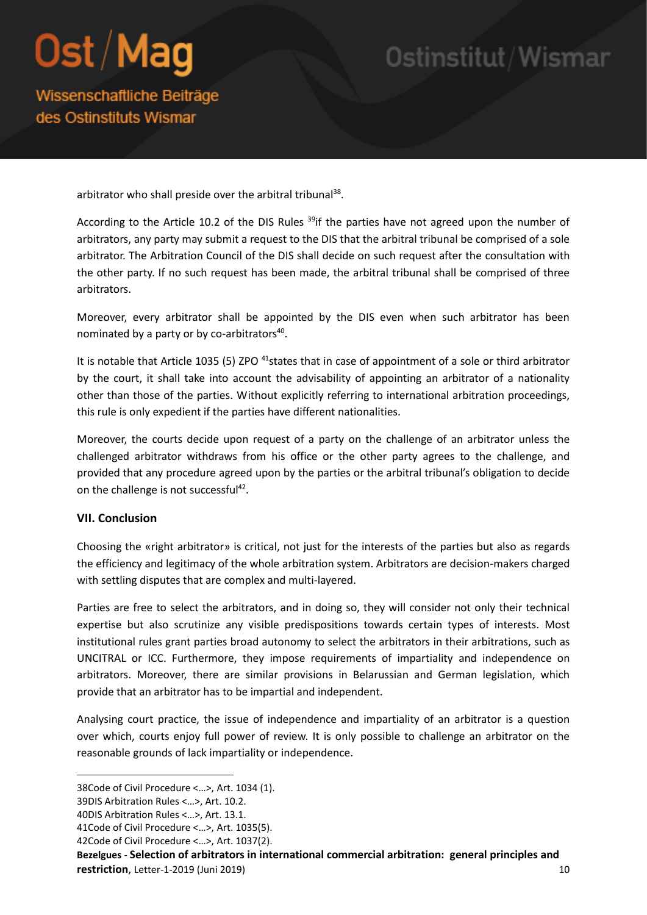arbitrator who shall preside over the arbitral tribunal[38].

According to the Article 10.2 of the DIS Rules [39]if the parties have not agreed upon the number of arbitrators, any party may submit a request to the DIS that the arbitral tribunal be comprised of a sole arbitrator. The Arbitration Council of the DIS shall decide on such request after the consultation with the other party. If no such request has been made, the arbitral tribunal shall be comprised of three arbitrators.

Moreover, every arbitrator shall be appointed by the DIS even when such arbitrator has been nominated by a party or by co-arbitrators[40].

It is notable that Article 1035 (5) ZPO [41]states that in case of appointment of a sole or third arbitrator by the court, it shall take into account the advisability of appointing an arbitrator of a nationality other than those of the parties. Without explicitly referring to international arbitration proceedings, this rule is only expedient if the parties have different nationalities.

Moreover, the courts decide upon request of a party on the challenge of an arbitrator unless the challenged arbitrator withdraws from his office or the other party agrees to the challenge, and provided that any procedure agreed upon by the parties or the arbitral tribunal's obligation to decide on the challenge is not successful[42].

### VII. Conclusion

Choosing the «right arbitrator» is critical, not just for the interests of the parties but also as regards the efficiency and legitimacy of the whole arbitration system. Arbitrators are decision-makers charged with settling disputes that are complex and multi-layered.

Parties are free to select the arbitrators, and in doing so, they will consider not only their technical expertise but also scrutinize any visible predispositions towards certain types of interests. Most institutional rules grant parties broad autonomy to select the arbitrators in their arbitrations, such as UNCITRAL or ICC. Furthermore, they impose requirements of impartiality and independence on arbitrators. Moreover, there are similar provisions in Belarussian and German legislation, which provide that an arbitrator has to be impartial and independent.

Analysing court practice, the issue of independence and impartiality of an arbitrator is a question over which, courts enjoy full power of review. It is only possible to challenge an arbitrator on the reasonable grounds of lack impartiality or independence.

---

38Code of Civil Procedure <...>, Art. 1034 (1).
39DIS Arbitration Rules <...>, Art. 10.2.
40DIS Arbitration Rules <...>, Art. 13.1.
41Code of Civil Procedure <...>, Art. 1035(5).
42Code of Civil Procedure <...>, Art. 1037(2).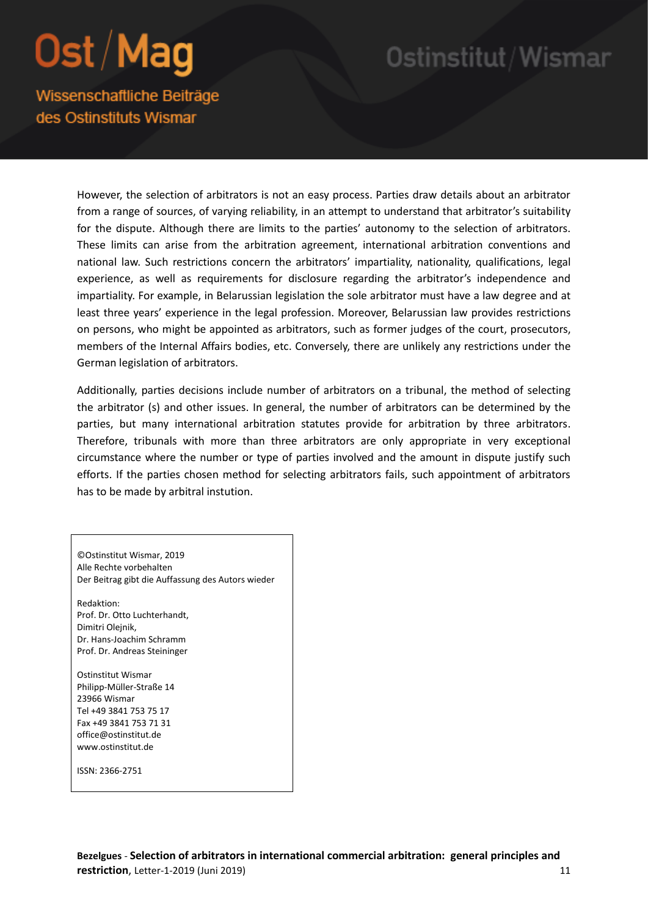However, the selection of arbitrators is not an easy process. Parties draw details about an arbitrator from a range of sources, of varying reliability, in an attempt to understand that arbitrator's suitability for the dispute. Although there are limits to the parties' autonomy to the selection of arbitrators. These limits can arise from the arbitration agreement, international arbitration conventions and national law. Such restrictions concern the arbitrators' impartiality, nationality, qualifications, legal experience, as well as requirements for disclosure regarding the arbitrator's independence and impartiality. For example, in Belarussian legislation the sole arbitrator must have a law degree and at least three years' experience in the legal profession. Moreover, Belarussian law provides restrictions on persons, who might be appointed as arbitrators, such as former judges of the court, prosecutors, members of the Internal Affairs bodies, etc. Conversely, there are unlikely any restrictions under the German legislation of arbitrators.

Additionally, parties decisions include number of arbitrators on a tribunal, the method of selecting the arbitrator (s) and other issues. In general, the number of arbitrators can be determined by the parties, but many international arbitration statutes provide for arbitration by three arbitrators. Therefore, tribunals with more than three arbitrators are only appropriate in very exceptional circumstance where the number or type of parties involved and the amount in dispute justify such efforts. If the parties chosen method for selecting arbitrators fails, such appointment of arbitrators has to be made by arbitral instution.

©Ostinstitut Wismar, 2019
Alle Rechte vorbehalten
Der Beitrag gibt die Auffassung des Autors wieder

Redaktion:
Prof. Dr. Otto Luchterhandt,
Dimitri Olejnik,
Dr. Hans-Joachim Schramm
Prof. Dr. Andreas Steininger

Ostinstitut Wismar
Philipp-Müller-Straße 14
23966 Wismar
Tel +49 3841 753 75 17
Fax +49 3841 753 71 31
office@ostinstitut.de
www.ostinstitut.de

ISSN: 2366-2751